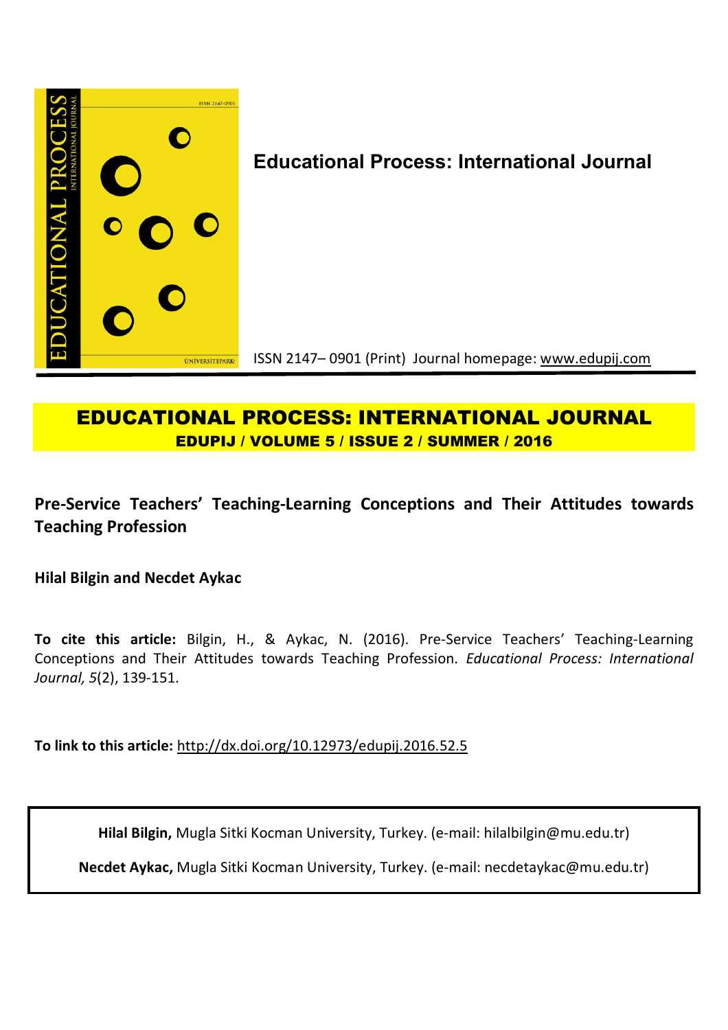**Educational Process: International Journal**

ISSN 2147– 0901 (Print) Journal homepage: www.edupij.com

# EDUCATIONAL PROCESS: INTERNATIONAL JOURNAL

**EDUPIJ / VOLUME 5 / ISSUE 2 / SUMMER / 2016**

## Pre-Service Teachers' Teaching-Learning Conceptions and Their Attitudes towards Teaching Profession

**Hilal Bilgin and Necdet Aykac**

**To cite this article:** Bilgin, H., & Aykac, N. (2016). Pre-Service Teachers' Teaching-Learning Conceptions and Their Attitudes towards Teaching Profession. *Educational Process: International Journal, 5*(2), 139-151.

**To link to this article:** http://dx.doi.org/10.12973/edupij.2016.52.5

**Hilal Bilgin,** Mugla Sitki Kocman University, Turkey. (e-mail: hilalbilgin@mu.edu.tr)

**Necdet Aykac,** Mugla Sitki Kocman University, Turkey. (e-mail: necdetaykac@mu.edu.tr)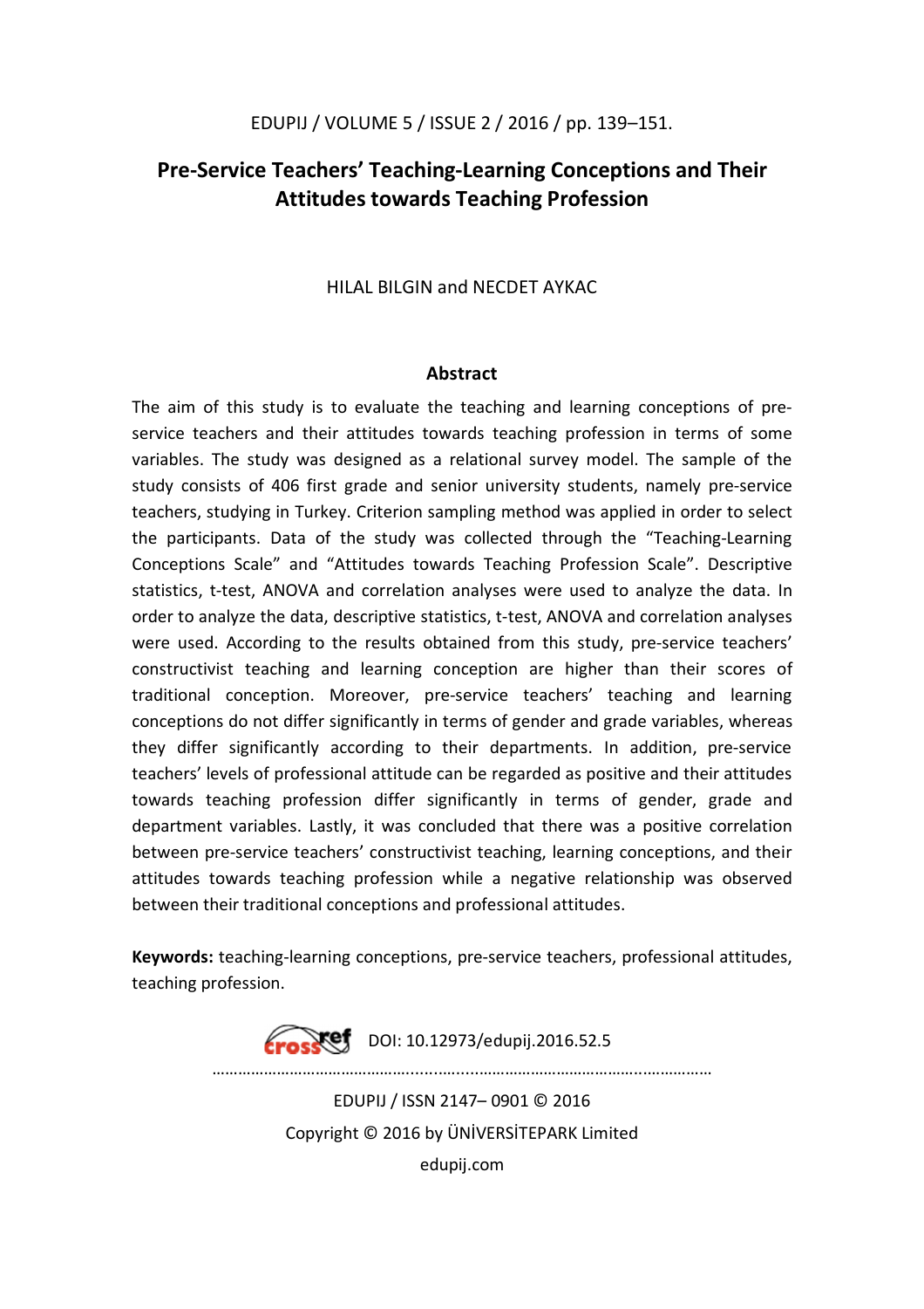# Pre-Service Teachers' Teaching-Learning Conceptions and Their Attitudes towards Teaching Profession

HILAL BILGIN and NECDET AYKAC

## Abstract

The aim of this study is to evaluate the teaching and learning conceptions of pre-service teachers and their attitudes towards teaching profession in terms of some variables. The study was designed as a relational survey model. The sample of the study consists of 406 first grade and senior university students, namely pre-service teachers, studying in Turkey. Criterion sampling method was applied in order to select the participants. Data of the study was collected through the "Teaching-Learning Conceptions Scale" and "Attitudes towards Teaching Profession Scale". Descriptive statistics, t-test, ANOVA and correlation analyses were used to analyze the data. In order to analyze the data, descriptive statistics, t-test, ANOVA and correlation analyses were used. According to the results obtained from this study, pre-service teachers' constructivist teaching and learning conception are higher than their scores of traditional conception. Moreover, pre-service teachers' teaching and learning conceptions do not differ significantly in terms of gender and grade variables, whereas they differ significantly according to their departments. In addition, pre-service teachers' levels of professional attitude can be regarded as positive and their attitudes towards teaching profession differ significantly in terms of gender, grade and department variables. Lastly, it was concluded that there was a positive correlation between pre-service teachers' constructivist teaching, learning conceptions, and their attitudes towards teaching profession while a negative relationship was observed between their traditional conceptions and professional attitudes.

**Keywords:** teaching-learning conceptions, pre-service teachers, professional attitudes, teaching profession.

DOI: 10.12973/edupij.2016.52.5

EDUPIJ / ISSN 2147– 0901 © 2016

Copyright © 2016 by ÜNİVERSİTEPARK Limited

edupij.com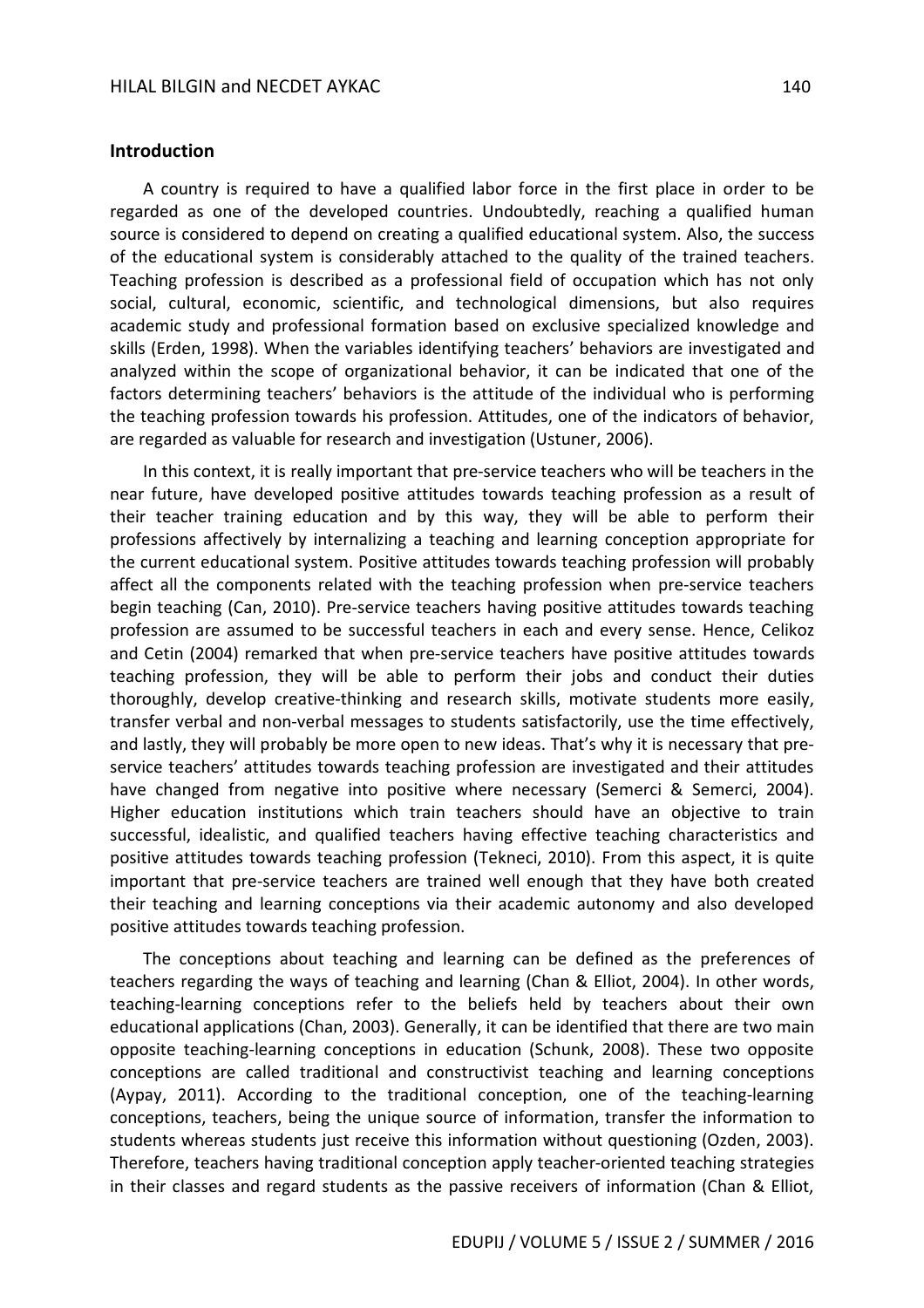## Introduction

A country is required to have a qualified labor force in the first place in order to be regarded as one of the developed countries. Undoubtedly, reaching a qualified human source is considered to depend on creating a qualified educational system. Also, the success of the educational system is considerably attached to the quality of the trained teachers. Teaching profession is described as a professional field of occupation which has not only social, cultural, economic, scientific, and technological dimensions, but also requires academic study and professional formation based on exclusive specialized knowledge and skills (Erden, 1998). When the variables identifying teachers' behaviors are investigated and analyzed within the scope of organizational behavior, it can be indicated that one of the factors determining teachers' behaviors is the attitude of the individual who is performing the teaching profession towards his profession. Attitudes, one of the indicators of behavior, are regarded as valuable for research and investigation (Ustuner, 2006).

In this context, it is really important that pre-service teachers who will be teachers in the near future, have developed positive attitudes towards teaching profession as a result of their teacher training education and by this way, they will be able to perform their professions affectively by internalizing a teaching and learning conception appropriate for the current educational system. Positive attitudes towards teaching profession will probably affect all the components related with the teaching profession when pre-service teachers begin teaching (Can, 2010). Pre-service teachers having positive attitudes towards teaching profession are assumed to be successful teachers in each and every sense. Hence, Celikoz and Cetin (2004) remarked that when pre-service teachers have positive attitudes towards teaching profession, they will be able to perform their jobs and conduct their duties thoroughly, develop creative-thinking and research skills, motivate students more easily, transfer verbal and non-verbal messages to students satisfactorily, use the time effectively, and lastly, they will probably be more open to new ideas. That's why it is necessary that pre-service teachers' attitudes towards teaching profession are investigated and their attitudes have changed from negative into positive where necessary (Semerci & Semerci, 2004). Higher education institutions which train teachers should have an objective to train successful, idealistic, and qualified teachers having effective teaching characteristics and positive attitudes towards teaching profession (Tekneci, 2010). From this aspect, it is quite important that pre-service teachers are trained well enough that they have both created their teaching and learning conceptions via their academic autonomy and also developed positive attitudes towards teaching profession.

The conceptions about teaching and learning can be defined as the preferences of teachers regarding the ways of teaching and learning (Chan & Elliot, 2004). In other words, teaching-learning conceptions refer to the beliefs held by teachers about their own educational applications (Chan, 2003). Generally, it can be identified that there are two main opposite teaching-learning conceptions in education (Schunk, 2008). These two opposite conceptions are called traditional and constructivist teaching and learning conceptions (Aypay, 2011). According to the traditional conception, one of the teaching-learning conceptions, teachers, being the unique source of information, transfer the information to students whereas students just receive this information without questioning (Ozden, 2003). Therefore, teachers having traditional conception apply teacher-oriented teaching strategies in their classes and regard students as the passive receivers of information (Chan & Elliot,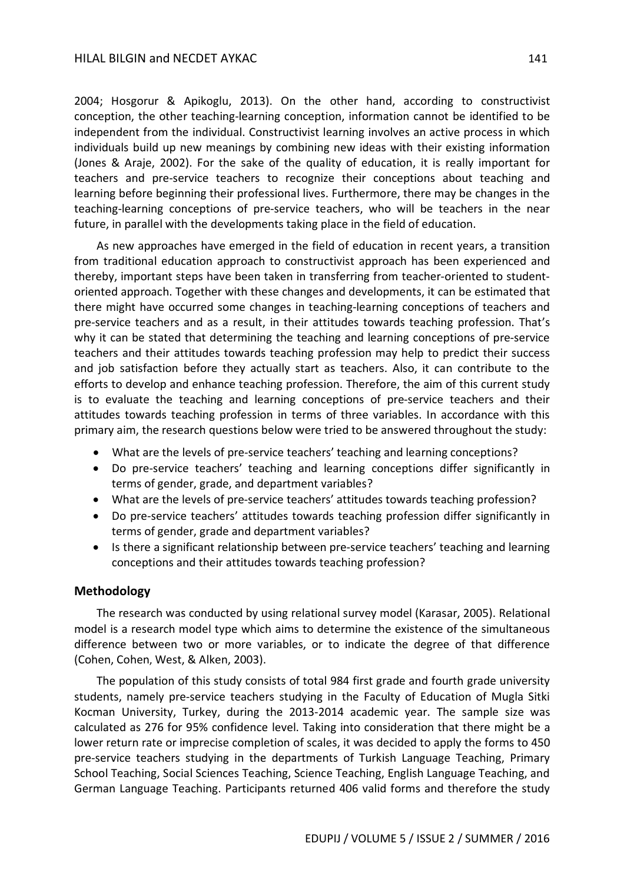2004; Hosgorur & Apikoglu, 2013). On the other hand, according to constructivist conception, the other teaching-learning conception, information cannot be identified to be independent from the individual. Constructivist learning involves an active process in which individuals build up new meanings by combining new ideas with their existing information (Jones & Araje, 2002). For the sake of the quality of education, it is really important for teachers and pre-service teachers to recognize their conceptions about teaching and learning before beginning their professional lives. Furthermore, there may be changes in the teaching-learning conceptions of pre-service teachers, who will be teachers in the near future, in parallel with the developments taking place in the field of education.

As new approaches have emerged in the field of education in recent years, a transition from traditional education approach to constructivist approach has been experienced and thereby, important steps have been taken in transferring from teacher-oriented to student-oriented approach. Together with these changes and developments, it can be estimated that there might have occurred some changes in teaching-learning conceptions of teachers and pre-service teachers and as a result, in their attitudes towards teaching profession. That's why it can be stated that determining the teaching and learning conceptions of pre-service teachers and their attitudes towards teaching profession may help to predict their success and job satisfaction before they actually start as teachers. Also, it can contribute to the efforts to develop and enhance teaching profession. Therefore, the aim of this current study is to evaluate the teaching and learning conceptions of pre-service teachers and their attitudes towards teaching profession in terms of three variables. In accordance with this primary aim, the research questions below were tried to be answered throughout the study:

- What are the levels of pre-service teachers' teaching and learning conceptions?
- Do pre-service teachers' teaching and learning conceptions differ significantly in terms of gender, grade, and department variables?
- What are the levels of pre-service teachers' attitudes towards teaching profession?
- Do pre-service teachers' attitudes towards teaching profession differ significantly in terms of gender, grade and department variables?
- Is there a significant relationship between pre-service teachers' teaching and learning conceptions and their attitudes towards teaching profession?

## Methodology

The research was conducted by using relational survey model (Karasar, 2005). Relational model is a research model type which aims to determine the existence of the simultaneous difference between two or more variables, or to indicate the degree of that difference (Cohen, Cohen, West, & Alken, 2003).

The population of this study consists of total 984 first grade and fourth grade university students, namely pre-service teachers studying in the Faculty of Education of Mugla Sitki Kocman University, Turkey, during the 2013-2014 academic year. The sample size was calculated as 276 for 95% confidence level. Taking into consideration that there might be a lower return rate or imprecise completion of scales, it was decided to apply the forms to 450 pre-service teachers studying in the departments of Turkish Language Teaching, Primary School Teaching, Social Sciences Teaching, Science Teaching, English Language Teaching, and German Language Teaching. Participants returned 406 valid forms and therefore the study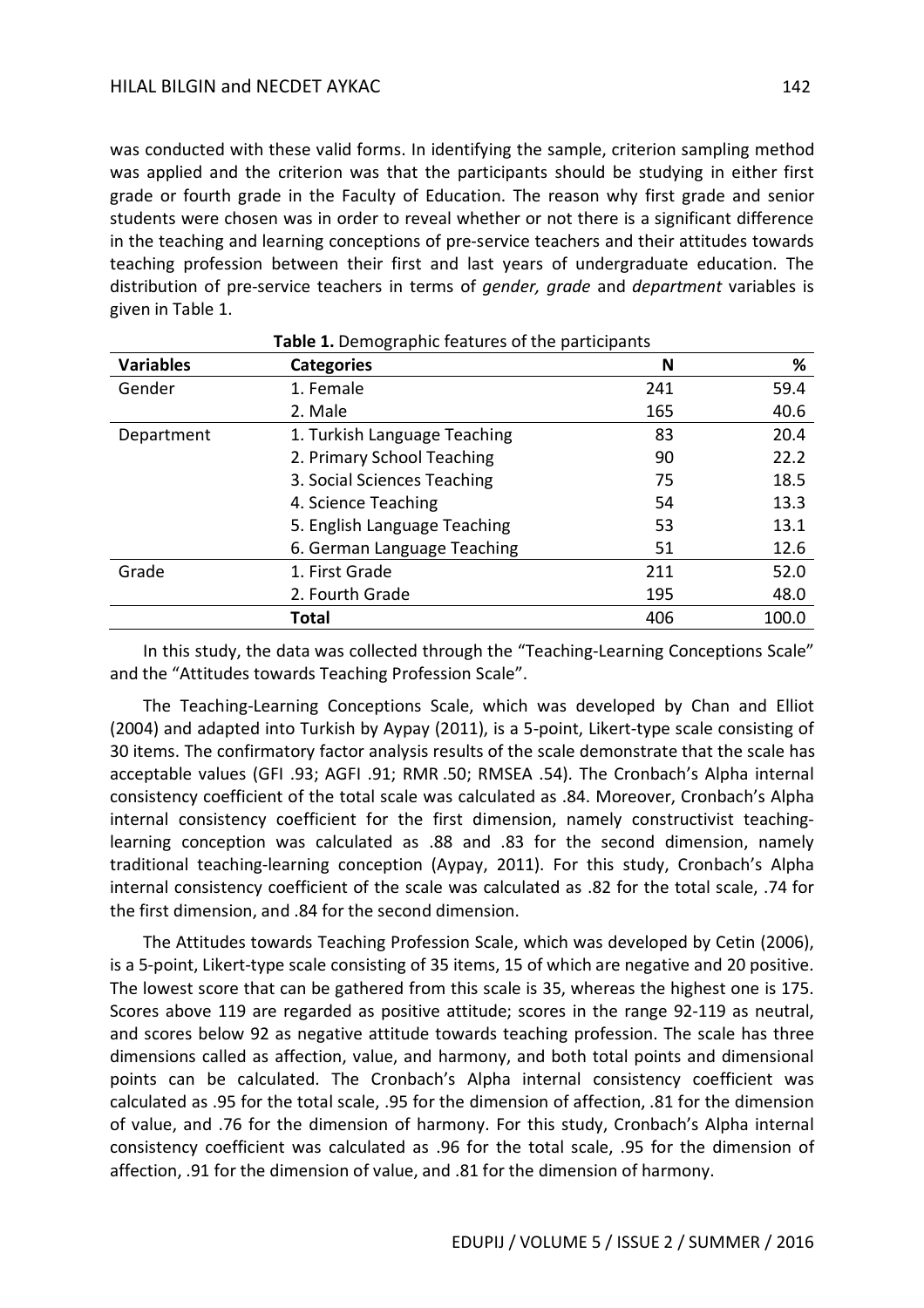was conducted with these valid forms. In identifying the sample, criterion sampling method was applied and the criterion was that the participants should be studying in either first grade or fourth grade in the Faculty of Education. The reason why first grade and senior students were chosen was in order to reveal whether or not there is a significant difference in the teaching and learning conceptions of pre-service teachers and their attitudes towards teaching profession between their first and last years of undergraduate education. The distribution of pre-service teachers in terms of *gender, grade* and *department* variables is given in Table 1.

**Table 1.** Demographic features of the participants

| Variables | Categories | N | % |
|---|---|---|---|
| Gender | 1. Female | 241 | 59.4 |
| | 2. Male | 165 | 40.6 |
| Department | 1. Turkish Language Teaching | 83 | 20.4 |
| | 2. Primary School Teaching | 90 | 22.2 |
| | 3. Social Sciences Teaching | 75 | 18.5 |
| | 4. Science Teaching | 54 | 13.3 |
| | 5. English Language Teaching | 53 | 13.1 |
| | 6. German Language Teaching | 51 | 12.6 |
| Grade | 1. First Grade | 211 | 52.0 |
| | 2. Fourth Grade | 195 | 48.0 |
| | **Total** | 406 | 100.0 |

In this study, the data was collected through the "Teaching-Learning Conceptions Scale" and the "Attitudes towards Teaching Profession Scale".

The Teaching-Learning Conceptions Scale, which was developed by Chan and Elliot (2004) and adapted into Turkish by Aypay (2011), is a 5-point, Likert-type scale consisting of 30 items. The confirmatory factor analysis results of the scale demonstrate that the scale has acceptable values (GFI .93; AGFI .91; RMR .50; RMSEA .54). The Cronbach's Alpha internal consistency coefficient of the total scale was calculated as .84. Moreover, Cronbach's Alpha internal consistency coefficient for the first dimension, namely constructivist teaching-learning conception was calculated as .88 and .83 for the second dimension, namely traditional teaching-learning conception (Aypay, 2011). For this study, Cronbach's Alpha internal consistency coefficient of the scale was calculated as .82 for the total scale, .74 for the first dimension, and .84 for the second dimension.

The Attitudes towards Teaching Profession Scale, which was developed by Cetin (2006), is a 5-point, Likert-type scale consisting of 35 items, 15 of which are negative and 20 positive. The lowest score that can be gathered from this scale is 35, whereas the highest one is 175. Scores above 119 are regarded as positive attitude; scores in the range 92-119 as neutral, and scores below 92 as negative attitude towards teaching profession. The scale has three dimensions called as affection, value, and harmony, and both total points and dimensional points can be calculated. The Cronbach's Alpha internal consistency coefficient was calculated as .95 for the total scale, .95 for the dimension of affection, .81 for the dimension of value, and .76 for the dimension of harmony. For this study, Cronbach's Alpha internal consistency coefficient was calculated as .96 for the total scale, .95 for the dimension of affection, .91 for the dimension of value, and .81 for the dimension of harmony.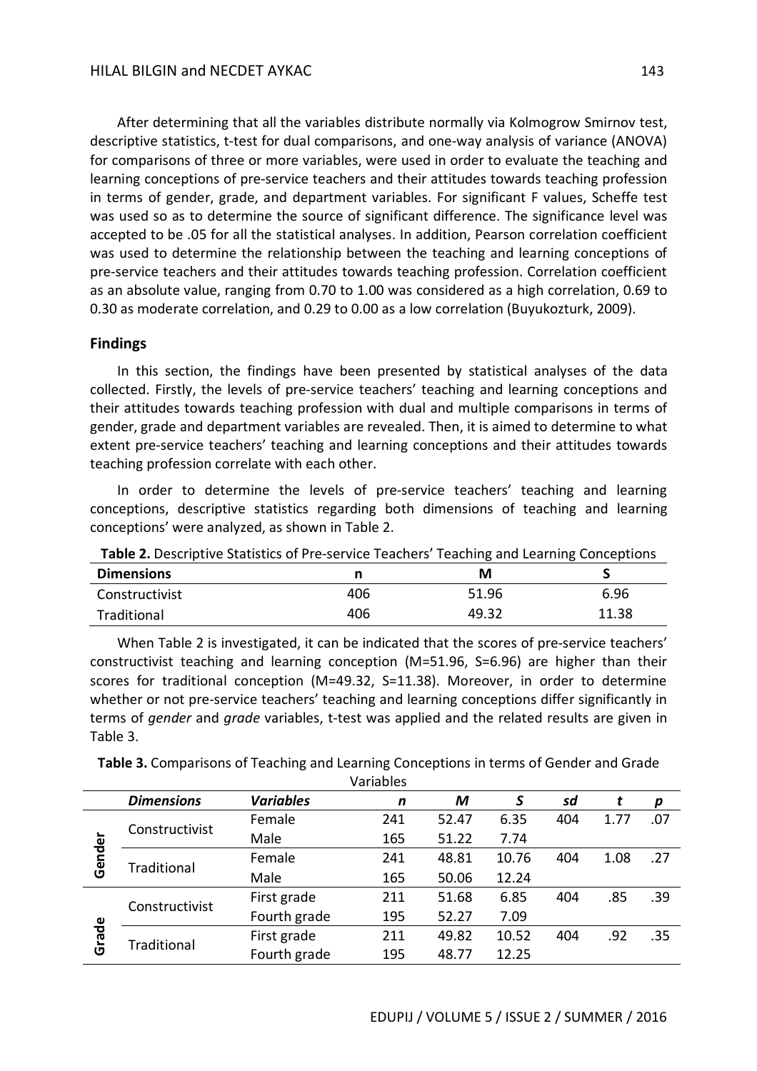After determining that all the variables distribute normally via Kolmogrow Smirnov test, descriptive statistics, t-test for dual comparisons, and one-way analysis of variance (ANOVA) for comparisons of three or more variables, were used in order to evaluate the teaching and learning conceptions of pre-service teachers and their attitudes towards teaching profession in terms of gender, grade, and department variables. For significant F values, Scheffe test was used so as to determine the source of significant difference. The significance level was accepted to be .05 for all the statistical analyses. In addition, Pearson correlation coefficient was used to determine the relationship between the teaching and learning conceptions of pre-service teachers and their attitudes towards teaching profession. Correlation coefficient as an absolute value, ranging from 0.70 to 1.00 was considered as a high correlation, 0.69 to 0.30 as moderate correlation, and 0.29 to 0.00 as a low correlation (Buyukozturk, 2009).

## Findings

In this section, the findings have been presented by statistical analyses of the data collected. Firstly, the levels of pre-service teachers' teaching and learning conceptions and their attitudes towards teaching profession with dual and multiple comparisons in terms of gender, grade and department variables are revealed. Then, it is aimed to determine to what extent pre-service teachers' teaching and learning conceptions and their attitudes towards teaching profession correlate with each other.

In order to determine the levels of pre-service teachers' teaching and learning conceptions, descriptive statistics regarding both dimensions of teaching and learning conceptions' were analyzed, as shown in Table 2.

**Table 2.** Descriptive Statistics of Pre-service Teachers' Teaching and Learning Conceptions

| Dimensions | n | M | S |
|---|---|---|---|
| Constructivist | 406 | 51.96 | 6.96 |
| Traditional | 406 | 49.32 | 11.38 |

When Table 2 is investigated, it can be indicated that the scores of pre-service teachers' constructivist teaching and learning conception (M=51.96, S=6.96) are higher than their scores for traditional conception (M=49.32, S=11.38). Moreover, in order to determine whether or not pre-service teachers' teaching and learning conceptions differ significantly in terms of *gender* and *grade* variables, t-test was applied and the related results are given in Table 3.

**Table 3.** Comparisons of Teaching and Learning Conceptions in terms of Gender and Grade Variables

| | *Dimensions* | *Variables* | *n* | *M* | *S* | *sd* | *t* | *p* |
|---|---|---|---|---|---|---|---|---|
| Gender | Constructivist | Female | 241 | 52.47 | 6.35 | 404 | 1.77 | .07 |
| | | Male | 165 | 51.22 | 7.74 | | | |
| | Traditional | Female | 241 | 48.81 | 10.76 | 404 | 1.08 | .27 |
| | | Male | 165 | 50.06 | 12.24 | | | |
| Grade | Constructivist | First grade | 211 | 51.68 | 6.85 | 404 | .85 | .39 |
| | | Fourth grade | 195 | 52.27 | 7.09 | | | |
| | Traditional | First grade | 211 | 49.82 | 10.52 | 404 | .92 | .35 |
| | | Fourth grade | 195 | 48.77 | 12.25 | | | |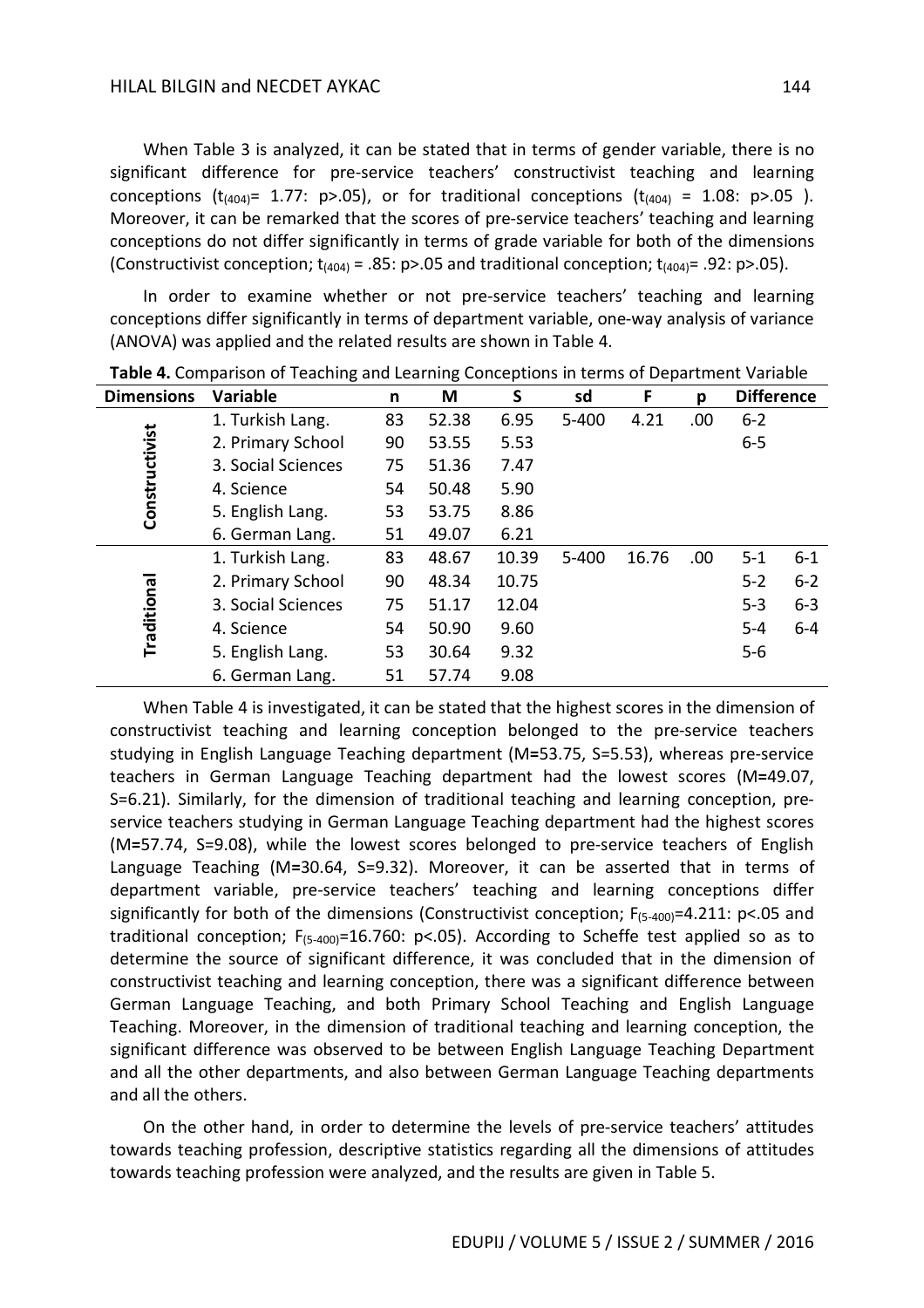When Table 3 is analyzed, it can be stated that in terms of gender variable, there is no significant difference for pre-service teachers' constructivist teaching and learning conceptions ($t_{(404)}$= 1.77: p>.05), or for traditional conceptions ($t_{(404)}$ = 1.08: p>.05 ). Moreover, it can be remarked that the scores of pre-service teachers' teaching and learning conceptions do not differ significantly in terms of grade variable for both of the dimensions (Constructivist conception; $t_{(404)}$ = .85: p>.05 and traditional conception; $t_{(404)}$= .92: p>.05).

In order to examine whether or not pre-service teachers' teaching and learning conceptions differ significantly in terms of department variable, one-way analysis of variance (ANOVA) was applied and the related results are shown in Table 4.

**Table 4.** Comparison of Teaching and Learning Conceptions in terms of Department Variable

| Dimensions | Variable | n | M | S | sd | F | p | Difference | |
|---|---|---|---|---|---|---|---|---|---|
| Constructivist | 1. Turkish Lang. | 83 | 52.38 | 6.95 | 5-400 | 4.21 | .00 | 6-2 | |
| | 2. Primary School | 90 | 53.55 | 5.53 | | | | 6-5 | |
| | 3. Social Sciences | 75 | 51.36 | 7.47 | | | | | |
| | 4. Science | 54 | 50.48 | 5.90 | | | | | |
| | 5. English Lang. | 53 | 53.75 | 8.86 | | | | | |
| | 6. German Lang. | 51 | 49.07 | 6.21 | | | | | |
| Traditional | 1. Turkish Lang. | 83 | 48.67 | 10.39 | 5-400 | 16.76 | .00 | 5-1 | 6-1 |
| | 2. Primary School | 90 | 48.34 | 10.75 | | | | 5-2 | 6-2 |
| | 3. Social Sciences | 75 | 51.17 | 12.04 | | | | 5-3 | 6-3 |
| | 4. Science | 54 | 50.90 | 9.60 | | | | 5-4 | 6-4 |
| | 5. English Lang. | 53 | 30.64 | 9.32 | | | | 5-6 | |
| | 6. German Lang. | 51 | 57.74 | 9.08 | | | | | |

When Table 4 is investigated, it can be stated that the highest scores in the dimension of constructivist teaching and learning conception belonged to the pre-service teachers studying in English Language Teaching department (M=53.75, S=5.53), whereas pre-service teachers in German Language Teaching department had the lowest scores (M=49.07, S=6.21). Similarly, for the dimension of traditional teaching and learning conception, pre-service teachers studying in German Language Teaching department had the highest scores (M=57.74, S=9.08), while the lowest scores belonged to pre-service teachers of English Language Teaching (M=30.64, S=9.32). Moreover, it can be asserted that in terms of department variable, pre-service teachers' teaching and learning conceptions differ significantly for both of the dimensions (Constructivist conception; $F_{(5\text{-}400)}$=4.211: p<.05 and traditional conception; $F_{(5\text{-}400)}$=16.760: p<.05). According to Scheffe test applied so as to determine the source of significant difference, it was concluded that in the dimension of constructivist teaching and learning conception, there was a significant difference between German Language Teaching, and both Primary School Teaching and English Language Teaching. Moreover, in the dimension of traditional teaching and learning conception, the significant difference was observed to be between English Language Teaching Department and all the other departments, and also between German Language Teaching departments and all the others.

On the other hand, in order to determine the levels of pre-service teachers' attitudes towards teaching profession, descriptive statistics regarding all the dimensions of attitudes towards teaching profession were analyzed, and the results are given in Table 5.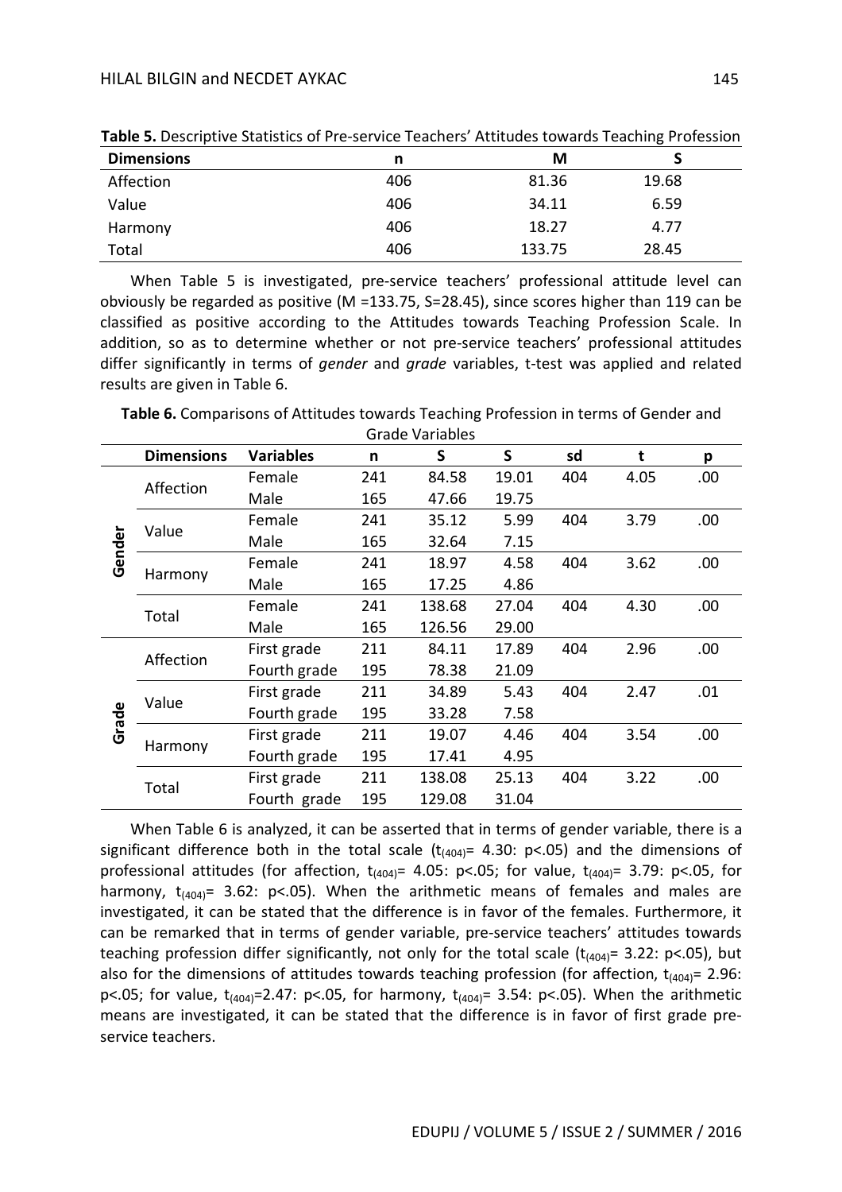**Table 5.** Descriptive Statistics of Pre-service Teachers' Attitudes towards Teaching Profession

| Dimensions | n | M | S |
|---|---|---|---|
| Affection | 406 | 81.36 | 19.68 |
| Value | 406 | 34.11 | 6.59 |
| Harmony | 406 | 18.27 | 4.77 |
| Total | 406 | 133.75 | 28.45 |

When Table 5 is investigated, pre-service teachers' professional attitude level can obviously be regarded as positive (M =133.75, S=28.45), since scores higher than 119 can be classified as positive according to the Attitudes towards Teaching Profession Scale. In addition, so as to determine whether or not pre-service teachers' professional attitudes differ significantly in terms of *gender* and *grade* variables, t-test was applied and related results are given in Table 6.

**Table 6.** Comparisons of Attitudes towards Teaching Profession in terms of Gender and Grade Variables

| | Dimensions | Variables | n | S | S | sd | t | p |
|---|---|---|---|---|---|---|---|---|
| Gender | Affection | Female | 241 | 84.58 | 19.01 | 404 | 4.05 | .00 |
| | | Male | 165 | 47.66 | 19.75 | | | |
| | Value | Female | 241 | 35.12 | 5.99 | 404 | 3.79 | .00 |
| | | Male | 165 | 32.64 | 7.15 | | | |
| | Harmony | Female | 241 | 18.97 | 4.58 | 404 | 3.62 | .00 |
| | | Male | 165 | 17.25 | 4.86 | | | |
| | Total | Female | 241 | 138.68 | 27.04 | 404 | 4.30 | .00 |
| | | Male | 165 | 126.56 | 29.00 | | | |
| Grade | Affection | First grade | 211 | 84.11 | 17.89 | 404 | 2.96 | .00 |
| | | Fourth grade | 195 | 78.38 | 21.09 | | | |
| | Value | First grade | 211 | 34.89 | 5.43 | 404 | 2.47 | .01 |
| | | Fourth grade | 195 | 33.28 | 7.58 | | | |
| | Harmony | First grade | 211 | 19.07 | 4.46 | 404 | 3.54 | .00 |
| | | Fourth grade | 195 | 17.41 | 4.95 | | | |
| | Total | First grade | 211 | 138.08 | 25.13 | 404 | 3.22 | .00 |
| | | Fourth grade | 195 | 129.08 | 31.04 | | | |

When Table 6 is analyzed, it can be asserted that in terms of gender variable, there is a significant difference both in the total scale ($t_{(404)}$= 4.30: p<.05) and the dimensions of professional attitudes (for affection, $t_{(404)}$= 4.05: p<.05; for value, $t_{(404)}$= 3.79: p<.05, for harmony, $t_{(404)}$= 3.62: p<.05). When the arithmetic means of females and males are investigated, it can be stated that the difference is in favor of the females. Furthermore, it can be remarked that in terms of gender variable, pre-service teachers' attitudes towards teaching profession differ significantly, not only for the total scale ($t_{(404)}$= 3.22: p<.05), but also for the dimensions of attitudes towards teaching profession (for affection, $t_{(404)}$= 2.96: p<.05; for value, $t_{(404)}$=2.47: p<.05, for harmony, $t_{(404)}$= 3.54: p<.05). When the arithmetic means are investigated, it can be stated that the difference is in favor of first grade pre-service teachers.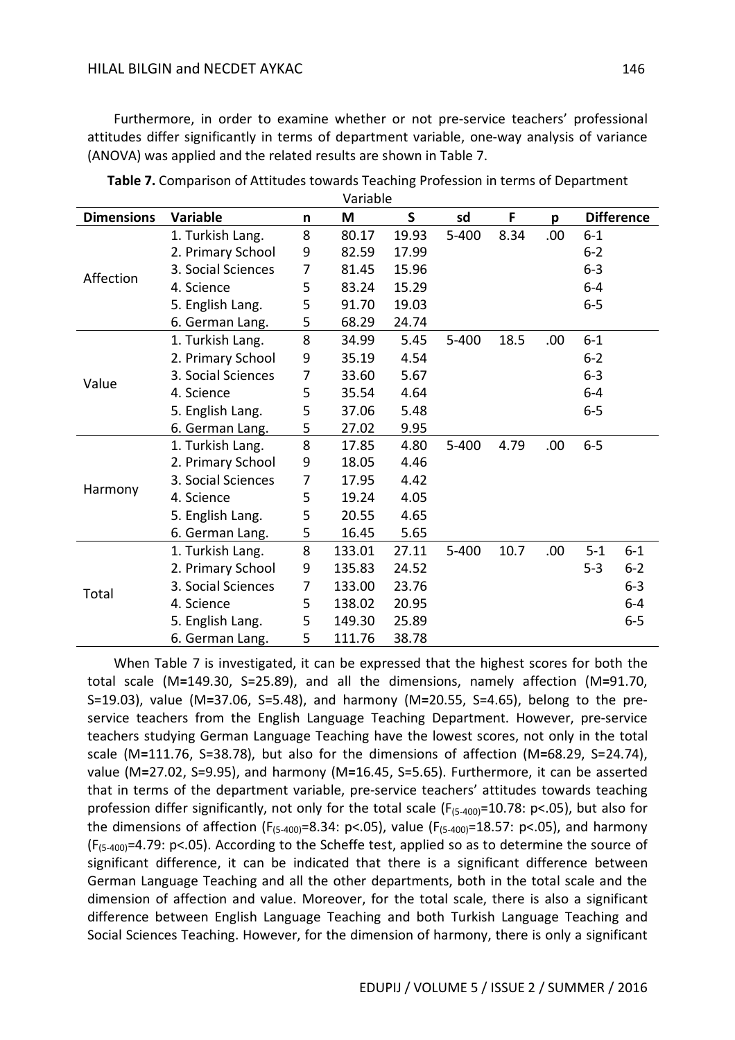Furthermore, in order to examine whether or not pre-service teachers' professional attitudes differ significantly in terms of department variable, one-way analysis of variance (ANOVA) was applied and the related results are shown in Table 7.

**Table 7.** Comparison of Attitudes towards Teaching Profession in terms of Department Variable

| Dimensions | Variable | n | M | S | sd | F | p | Difference | |
|---|---|---|---|---|---|---|---|---|---|
| Affection | 1. Turkish Lang. | 8 | 80.17 | 19.93 | 5-400 | 8.34 | .00 | 6-1 | |
| | 2. Primary School | 9 | 82.59 | 17.99 | | | | 6-2 | |
| | 3. Social Sciences | 7 | 81.45 | 15.96 | | | | 6-3 | |
| | 4. Science | 5 | 83.24 | 15.29 | | | | 6-4 | |
| | 5. English Lang. | 5 | 91.70 | 19.03 | | | | 6-5 | |
| | 6. German Lang. | 5 | 68.29 | 24.74 | | | | | |
| Value | 1. Turkish Lang. | 8 | 34.99 | 5.45 | 5-400 | 18.5 | .00 | 6-1 | |
| | 2. Primary School | 9 | 35.19 | 4.54 | | | | 6-2 | |
| | 3. Social Sciences | 7 | 33.60 | 5.67 | | | | 6-3 | |
| | 4. Science | 5 | 35.54 | 4.64 | | | | 6-4 | |
| | 5. English Lang. | 5 | 37.06 | 5.48 | | | | 6-5 | |
| | 6. German Lang. | 5 | 27.02 | 9.95 | | | | | |
| Harmony | 1. Turkish Lang. | 8 | 17.85 | 4.80 | 5-400 | 4.79 | .00 | 6-5 | |
| | 2. Primary School | 9 | 18.05 | 4.46 | | | | | |
| | 3. Social Sciences | 7 | 17.95 | 4.42 | | | | | |
| | 4. Science | 5 | 19.24 | 4.05 | | | | | |
| | 5. English Lang. | 5 | 20.55 | 4.65 | | | | | |
| | 6. German Lang. | 5 | 16.45 | 5.65 | | | | | |
| Total | 1. Turkish Lang. | 8 | 133.01 | 27.11 | 5-400 | 10.7 | .00 | 5-1 | 6-1 |
| | 2. Primary School | 9 | 135.83 | 24.52 | | | | 5-3 | 6-2 |
| | 3. Social Sciences | 7 | 133.00 | 23.76 | | | | | 6-3 |
| | 4. Science | 5 | 138.02 | 20.95 | | | | | 6-4 |
| | 5. English Lang. | 5 | 149.30 | 25.89 | | | | | 6-5 |
| | 6. German Lang. | 5 | 111.76 | 38.78 | | | | | |

When Table 7 is investigated, it can be expressed that the highest scores for both the total scale (M=149.30, S=25.89), and all the dimensions, namely affection (M=91.70, S=19.03), value (M=37.06, S=5.48), and harmony (M=20.55, S=4.65), belong to the pre-service teachers from the English Language Teaching Department. However, pre-service teachers studying German Language Teaching have the lowest scores, not only in the total scale (M=111.76, S=38.78), but also for the dimensions of affection (M=68.29, S=24.74), value (M=27.02, S=9.95), and harmony (M=16.45, S=5.65). Furthermore, it can be asserted that in terms of the department variable, pre-service teachers' attitudes towards teaching profession differ significantly, not only for the total scale ($F_{(5\text{-}400)}$=10.78: p<.05), but also for the dimensions of affection ($F_{(5\text{-}400)}$=8.34: p<.05), value ($F_{(5\text{-}400)}$=18.57: p<.05), and harmony ($F_{(5\text{-}400)}$=4.79: p<.05). According to the Scheffe test, applied so as to determine the source of significant difference, it can be indicated that there is a significant difference between German Language Teaching and all the other departments, both in the total scale and the dimension of affection and value. Moreover, for the total scale, there is also a significant difference between English Language Teaching and both Turkish Language Teaching and Social Sciences Teaching. However, for the dimension of harmony, there is only a significant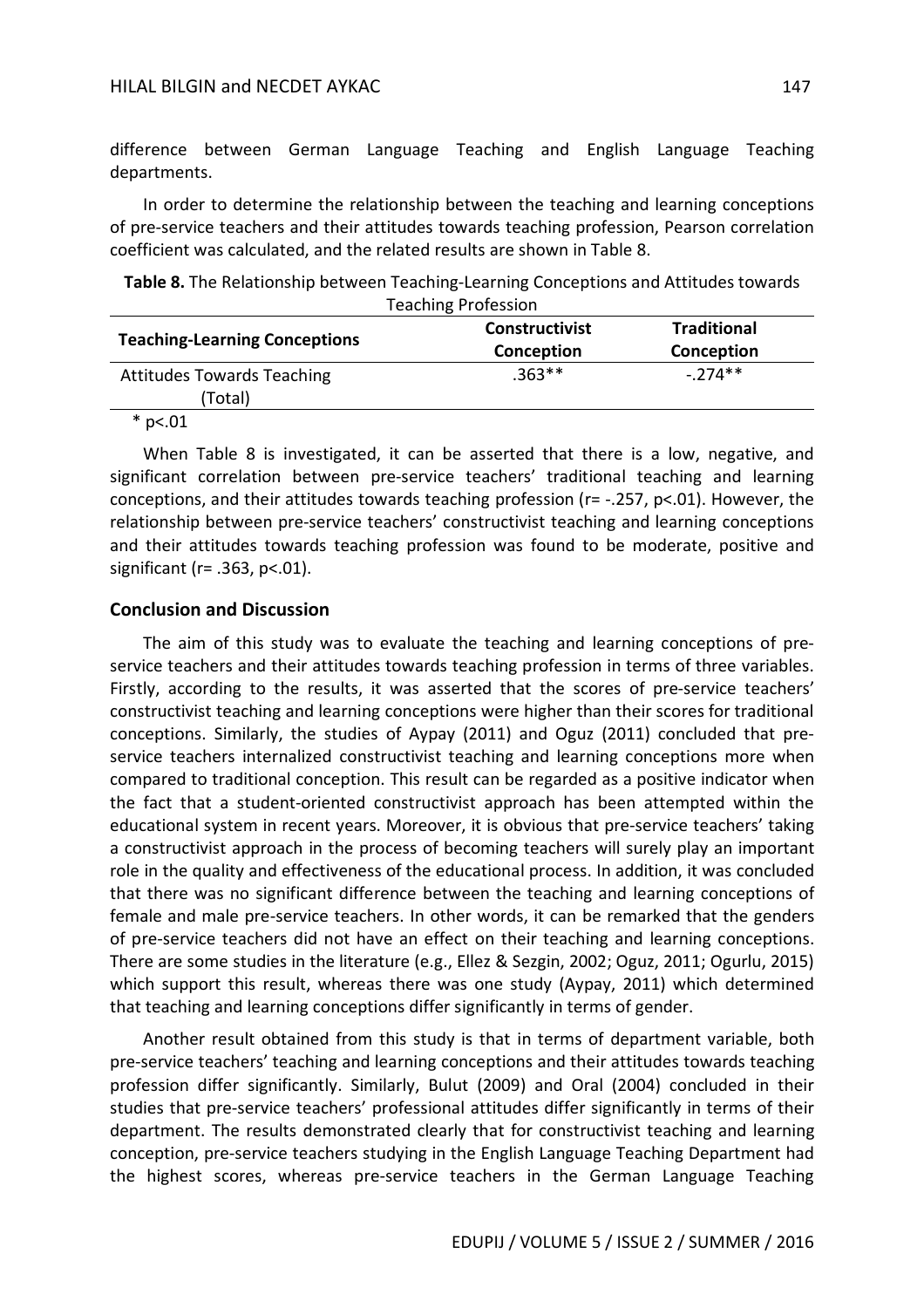difference between German Language Teaching and English Language Teaching departments.

In order to determine the relationship between the teaching and learning conceptions of pre-service teachers and their attitudes towards teaching profession, Pearson correlation coefficient was calculated, and the related results are shown in Table 8.

**Table 8.** The Relationship between Teaching-Learning Conceptions and Attitudes towards Teaching Profession

| Teaching-Learning Conceptions | Constructivist Conception | Traditional Conception |
|---|---|---|
| Attitudes Towards Teaching (Total) | .363** | -.274** |

\* $p<.01$

When Table 8 is investigated, it can be asserted that there is a low, negative, and significant correlation between pre-service teachers' traditional teaching and learning conceptions, and their attitudes towards teaching profession ($r= -.257$, $p<.01$). However, the relationship between pre-service teachers' constructivist teaching and learning conceptions and their attitudes towards teaching profession was found to be moderate, positive and significant ($r= .363$, $p<.01$).

## Conclusion and Discussion

The aim of this study was to evaluate the teaching and learning conceptions of pre-service teachers and their attitudes towards teaching profession in terms of three variables. Firstly, according to the results, it was asserted that the scores of pre-service teachers' constructivist teaching and learning conceptions were higher than their scores for traditional conceptions. Similarly, the studies of Aypay (2011) and Oguz (2011) concluded that pre-service teachers internalized constructivist teaching and learning conceptions more when compared to traditional conception. This result can be regarded as a positive indicator when the fact that a student-oriented constructivist approach has been attempted within the educational system in recent years. Moreover, it is obvious that pre-service teachers' taking a constructivist approach in the process of becoming teachers will surely play an important role in the quality and effectiveness of the educational process. In addition, it was concluded that there was no significant difference between the teaching and learning conceptions of female and male pre-service teachers. In other words, it can be remarked that the genders of pre-service teachers did not have an effect on their teaching and learning conceptions. There are some studies in the literature (e.g., Ellez & Sezgin, 2002; Oguz, 2011; Ogurlu, 2015) which support this result, whereas there was one study (Aypay, 2011) which determined that teaching and learning conceptions differ significantly in terms of gender.

Another result obtained from this study is that in terms of department variable, both pre-service teachers' teaching and learning conceptions and their attitudes towards teaching profession differ significantly. Similarly, Bulut (2009) and Oral (2004) concluded in their studies that pre-service teachers' professional attitudes differ significantly in terms of their department. The results demonstrated clearly that for constructivist teaching and learning conception, pre-service teachers studying in the English Language Teaching Department had the highest scores, whereas pre-service teachers in the German Language Teaching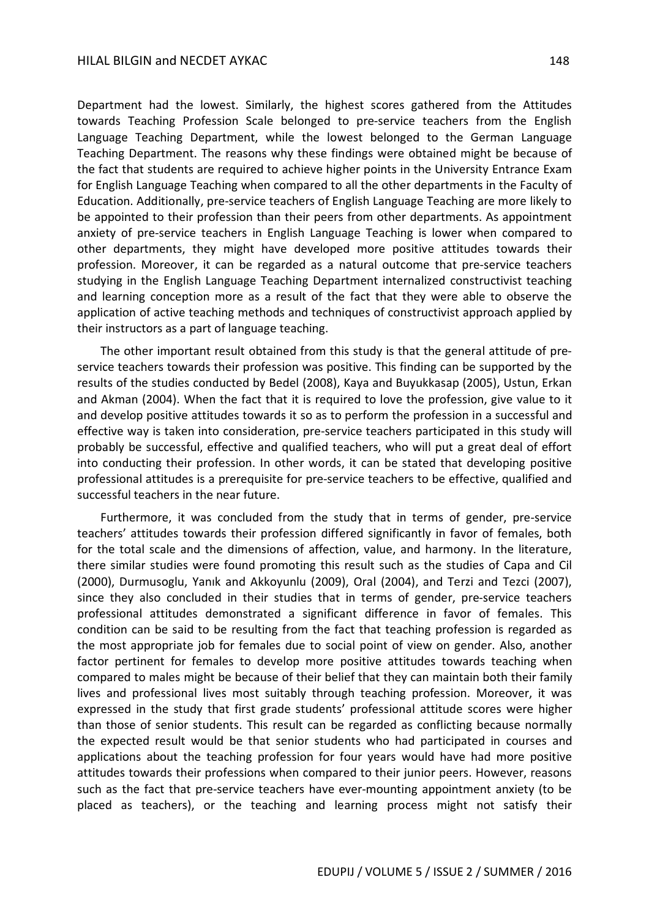Department had the lowest. Similarly, the highest scores gathered from the Attitudes towards Teaching Profession Scale belonged to pre-service teachers from the English Language Teaching Department, while the lowest belonged to the German Language Teaching Department. The reasons why these findings were obtained might be because of the fact that students are required to achieve higher points in the University Entrance Exam for English Language Teaching when compared to all the other departments in the Faculty of Education. Additionally, pre-service teachers of English Language Teaching are more likely to be appointed to their profession than their peers from other departments. As appointment anxiety of pre-service teachers in English Language Teaching is lower when compared to other departments, they might have developed more positive attitudes towards their profession. Moreover, it can be regarded as a natural outcome that pre-service teachers studying in the English Language Teaching Department internalized constructivist teaching and learning conception more as a result of the fact that they were able to observe the application of active teaching methods and techniques of constructivist approach applied by their instructors as a part of language teaching.

The other important result obtained from this study is that the general attitude of pre-service teachers towards their profession was positive. This finding can be supported by the results of the studies conducted by Bedel (2008), Kaya and Buyukkasap (2005), Ustun, Erkan and Akman (2004). When the fact that it is required to love the profession, give value to it and develop positive attitudes towards it so as to perform the profession in a successful and effective way is taken into consideration, pre-service teachers participated in this study will probably be successful, effective and qualified teachers, who will put a great deal of effort into conducting their profession. In other words, it can be stated that developing positive professional attitudes is a prerequisite for pre-service teachers to be effective, qualified and successful teachers in the near future.

Furthermore, it was concluded from the study that in terms of gender, pre-service teachers' attitudes towards their profession differed significantly in favor of females, both for the total scale and the dimensions of affection, value, and harmony. In the literature, there similar studies were found promoting this result such as the studies of Capa and Cil (2000), Durmusoglu, Yanık and Akkoyunlu (2009), Oral (2004), and Terzi and Tezci (2007), since they also concluded in their studies that in terms of gender, pre-service teachers professional attitudes demonstrated a significant difference in favor of females. This condition can be said to be resulting from the fact that teaching profession is regarded as the most appropriate job for females due to social point of view on gender. Also, another factor pertinent for females to develop more positive attitudes towards teaching when compared to males might be because of their belief that they can maintain both their family lives and professional lives most suitably through teaching profession. Moreover, it was expressed in the study that first grade students' professional attitude scores were higher than those of senior students. This result can be regarded as conflicting because normally the expected result would be that senior students who had participated in courses and applications about the teaching profession for four years would have had more positive attitudes towards their professions when compared to their junior peers. However, reasons such as the fact that pre-service teachers have ever-mounting appointment anxiety (to be placed as teachers), or the teaching and learning process might not satisfy their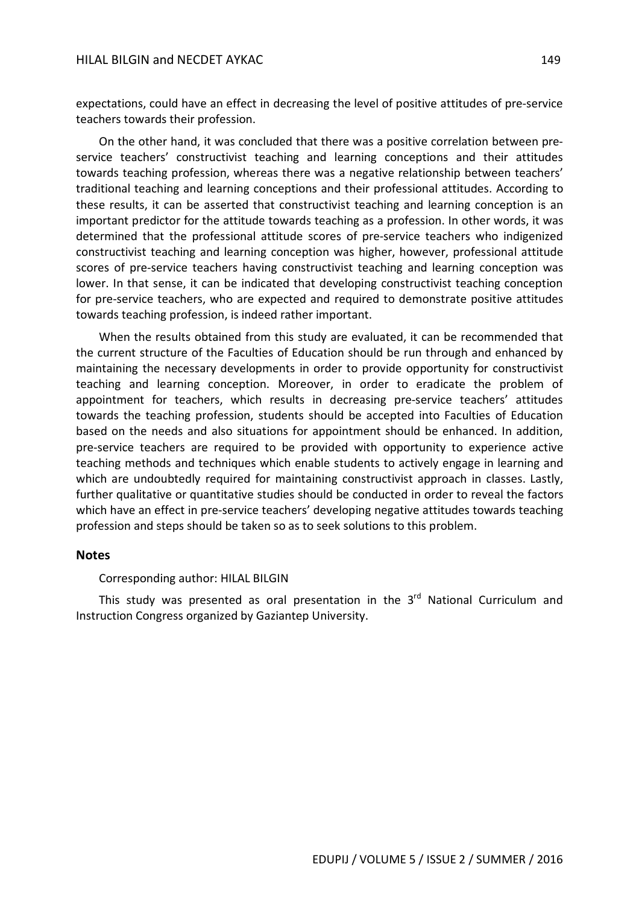expectations, could have an effect in decreasing the level of positive attitudes of pre-service teachers towards their profession.

On the other hand, it was concluded that there was a positive correlation between pre-service teachers' constructivist teaching and learning conceptions and their attitudes towards teaching profession, whereas there was a negative relationship between teachers' traditional teaching and learning conceptions and their professional attitudes. According to these results, it can be asserted that constructivist teaching and learning conception is an important predictor for the attitude towards teaching as a profession. In other words, it was determined that the professional attitude scores of pre-service teachers who indigenized constructivist teaching and learning conception was higher, however, professional attitude scores of pre-service teachers having constructivist teaching and learning conception was lower. In that sense, it can be indicated that developing constructivist teaching conception for pre-service teachers, who are expected and required to demonstrate positive attitudes towards teaching profession, is indeed rather important.

When the results obtained from this study are evaluated, it can be recommended that the current structure of the Faculties of Education should be run through and enhanced by maintaining the necessary developments in order to provide opportunity for constructivist teaching and learning conception. Moreover, in order to eradicate the problem of appointment for teachers, which results in decreasing pre-service teachers' attitudes towards the teaching profession, students should be accepted into Faculties of Education based on the needs and also situations for appointment should be enhanced. In addition, pre-service teachers are required to be provided with opportunity to experience active teaching methods and techniques which enable students to actively engage in learning and which are undoubtedly required for maintaining constructivist approach in classes. Lastly, further qualitative or quantitative studies should be conducted in order to reveal the factors which have an effect in pre-service teachers' developing negative attitudes towards teaching profession and steps should be taken so as to seek solutions to this problem.

## Notes

Corresponding author: HILAL BILGIN

This study was presented as oral presentation in the 3rd National Curriculum and Instruction Congress organized by Gaziantep University.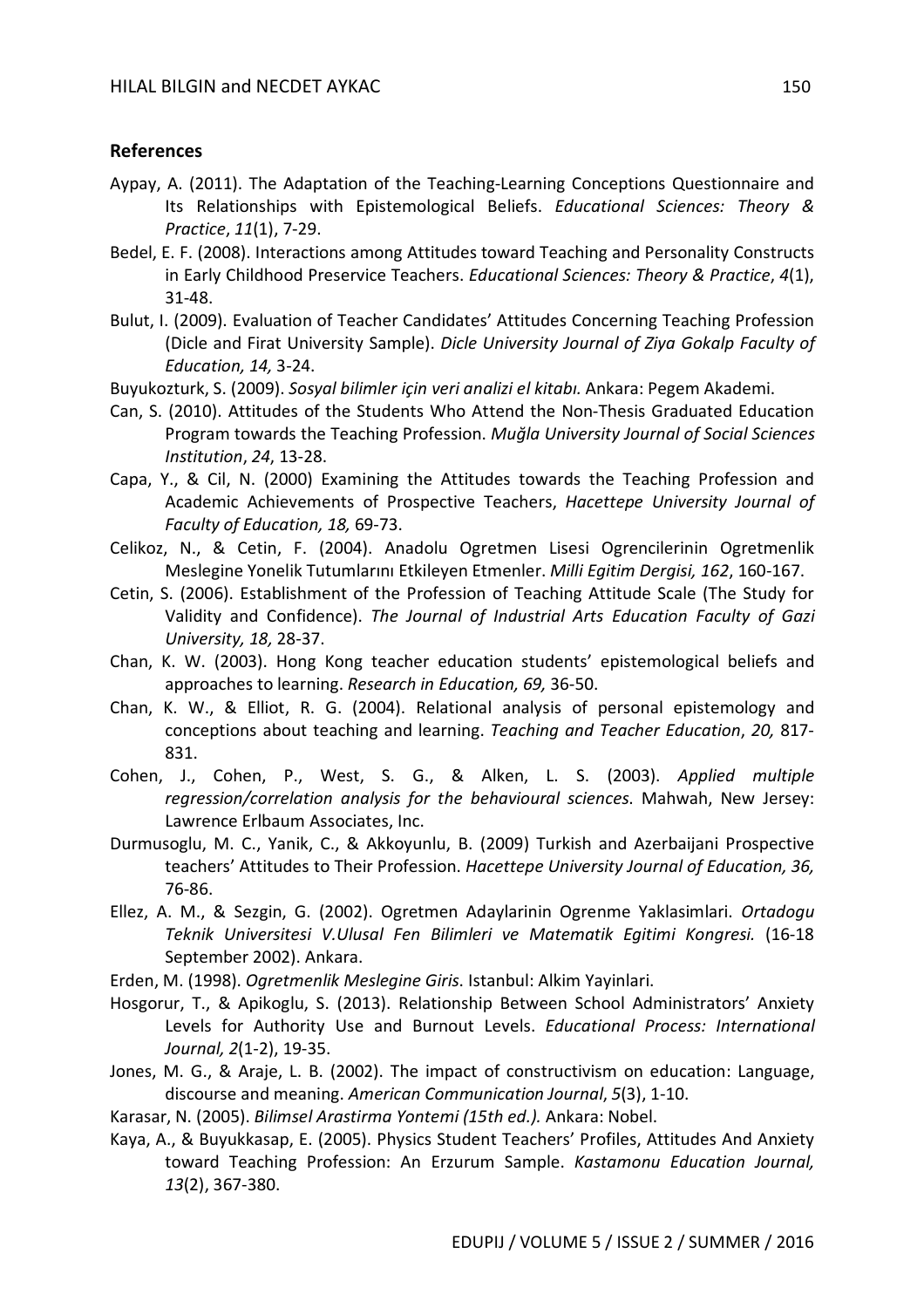## References

Aypay, A. (2011). The Adaptation of the Teaching-Learning Conceptions Questionnaire and Its Relationships with Epistemological Beliefs. *Educational Sciences: Theory & Practice*, *11*(1), 7-29.

Bedel, E. F. (2008). Interactions among Attitudes toward Teaching and Personality Constructs in Early Childhood Preservice Teachers. *Educational Sciences: Theory & Practice*, *4*(1), 31-48.

Bulut, I. (2009). Evaluation of Teacher Candidates' Attitudes Concerning Teaching Profession (Dicle and Firat University Sample). *Dicle University Journal of Ziya Gokalp Faculty of Education, 14,* 3-24.

Buyukozturk, S. (2009). *Sosyal bilimler için veri analizi el kitabı.* Ankara: Pegem Akademi.

Can, S. (2010). Attitudes of the Students Who Attend the Non-Thesis Graduated Education Program towards the Teaching Profession. *Muğla University Journal of Social Sciences Institution*, *24*, 13-28.

Capa, Y., & Cil, N. (2000) Examining the Attitudes towards the Teaching Profession and Academic Achievements of Prospective Teachers, *Hacettepe University Journal of Faculty of Education, 18,* 69-73.

Celikoz, N., & Cetin, F. (2004). Anadolu Ogretmen Lisesi Ogrencilerinin Ogretmenlik Meslegine Yonelik Tutumlarını Etkileyen Etmenler. *Milli Egitim Dergisi, 162*, 160-167.

Cetin, S. (2006). Establishment of the Profession of Teaching Attitude Scale (The Study for Validity and Confidence). *The Journal of Industrial Arts Education Faculty of Gazi University, 18,* 28-37.

Chan, K. W. (2003). Hong Kong teacher education students' epistemological beliefs and approaches to learning. *Research in Education, 69,* 36-50.

Chan, K. W., & Elliot, R. G. (2004). Relational analysis of personal epistemology and conceptions about teaching and learning. *Teaching and Teacher Education*, *20,* 817-831.

Cohen, J., Cohen, P., West, S. G., & Alken, L. S. (2003). *Applied multiple regression/correlation analysis for the behavioural sciences.* Mahwah, New Jersey: Lawrence Erlbaum Associates, Inc.

Durmusoglu, M. C., Yanik, C., & Akkoyunlu, B. (2009) Turkish and Azerbaijani Prospective teachers' Attitudes to Their Profession. *Hacettepe University Journal of Education, 36,* 76-86.

Ellez, A. M., & Sezgin, G. (2002). Ogretmen Adaylarinin Ogrenme Yaklasimlari. *Ortadogu Teknik Universitesi V.Ulusal Fen Bilimleri ve Matematik Egitimi Kongresi.* (16-18 September 2002). Ankara.

Erden, M. (1998). *Ogretmenlik Meslegine Giris*. Istanbul: Alkim Yayinlari.

Hosgorur, T., & Apikoglu, S. (2013). Relationship Between School Administrators' Anxiety Levels for Authority Use and Burnout Levels. *Educational Process: International Journal, 2*(1-2), 19-35.

Jones, M. G., & Araje, L. B. (2002). The impact of constructivism on education: Language, discourse and meaning. *American Communication Journal*, *5*(3), 1-10.

Karasar, N. (2005). *Bilimsel Arastirma Yontemi (15th ed.).* Ankara: Nobel.

Kaya, A., & Buyukkasap, E. (2005). Physics Student Teachers' Profiles, Attitudes And Anxiety toward Teaching Profession: An Erzurum Sample. *Kastamonu Education Journal, 13*(2), 367-380.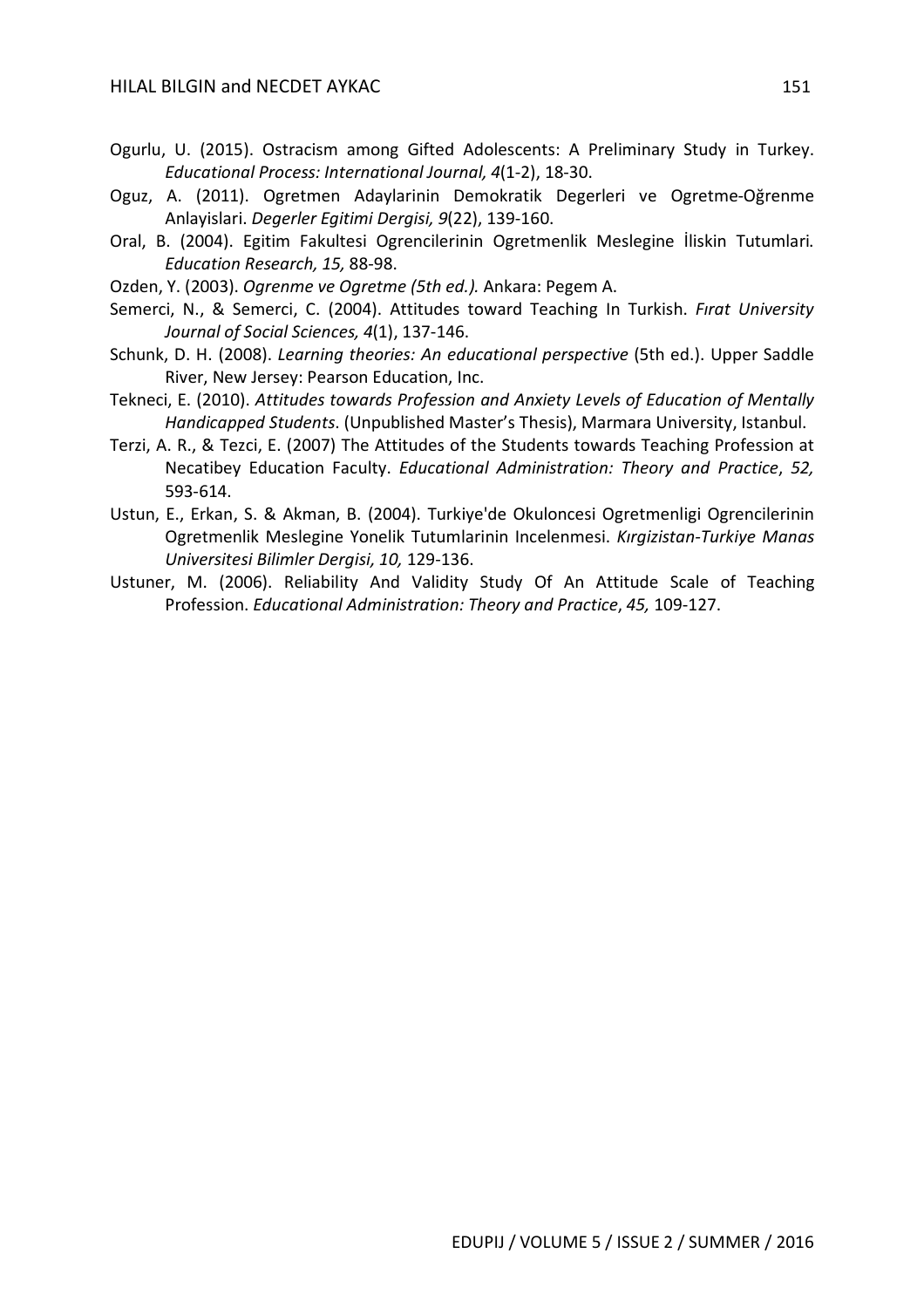Ogurlu, U. (2015). Ostracism among Gifted Adolescents: A Preliminary Study in Turkey. *Educational Process: International Journal, 4*(1-2), 18-30.

Oguz, A. (2011). Ogretmen Adaylarinin Demokratik Degerleri ve Ogretme-Oğrenme Anlayislari. *Degerler Egitimi Dergisi, 9*(22), 139-160.

Oral, B. (2004). Egitim Fakultesi Ogrencilerinin Ogretmenlik Meslegine İliskin Tutumlari. *Education Research, 15,* 88-98.

Ozden, Y. (2003). *Ogrenme ve Ogretme (5th ed.).* Ankara: Pegem A.

Semerci, N., & Semerci, C. (2004). Attitudes toward Teaching In Turkish. *Fırat University Journal of Social Sciences, 4*(1), 137-146.

Schunk, D. H. (2008). *Learning theories: An educational perspective* (5th ed.). Upper Saddle River, New Jersey: Pearson Education, Inc.

Tekneci, E. (2010). *Attitudes towards Profession and Anxiety Levels of Education of Mentally Handicapped Students*. (Unpublished Master's Thesis), Marmara University, Istanbul.

Terzi, A. R., & Tezci, E. (2007) The Attitudes of the Students towards Teaching Profession at Necatibey Education Faculty. *Educational Administration: Theory and Practice*, *52,* 593-614.

Ustun, E., Erkan, S. & Akman, B. (2004). Turkiye'de Okuloncesi Ogretmenligi Ogrencilerinin Ogretmenlik Meslegine Yonelik Tutumlarinin Incelenmesi. *Kırgizistan-Turkiye Manas Universitesi Bilimler Dergisi, 10,* 129-136.

Ustuner, M. (2006). Reliability And Validity Study Of An Attitude Scale of Teaching Profession. *Educational Administration: Theory and Practice*, *45,* 109-127.